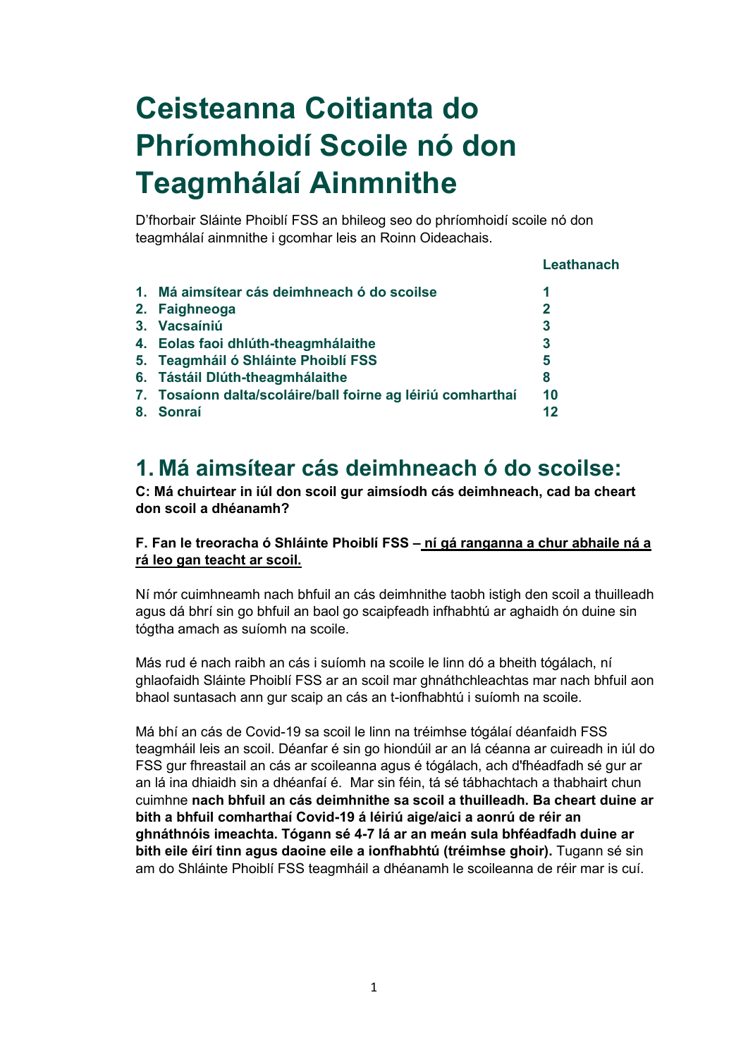# Ceisteanna Coitianta do Phríomhoidí Scoile nó don Teagmhálaí Ainmnithe

D'fhorbair Sláinte Phoiblí FSS an bhileog seo do phríomhoidí scoile nó don teagmhálaí ainmnithe i gcomhar leis an Roinn Oideachais.

| | Leathanach |
|---|---|
| **1. Má aimsítear cás deimhneach ó do scoilse** | **1** |
| **2. Faighneoga** | **2** |
| **3. Vacsaíniú** | **3** |
| **4. Eolas faoi dhlúth-theagmhálaithe** | **3** |
| **5. Teagmháil ó Shláinte Phoiblí FSS** | **5** |
| **6. Tástáil Dlúth-theagmhálaithe** | **8** |
| **7. Tosaíonn dalta/scoláire/ball foirne ag léiriú comharthaí** | **10** |
| **8. Sonraí** | **12** |

## 1. Má aimsítear cás deimhneach ó do scoilse:

**C: Má chuirtear in iúl don scoil gur aimsíodh cás deimhneach, cad ba cheart don scoil a dhéanamh?**

**F. Fan le treoracha ó Shláinte Phoiblí FSS – <u>ní gá ranganna a chur abhaile ná a rá leo gan teacht ar scoil.</u>**

Ní mór cuimhneamh nach bhfuil an cás deimhnithe taobh istigh den scoil a thuilleadh agus dá bhrí sin go bhfuil an baol go scaipfeadh infhabhtú ar aghaidh ón duine sin tógtha amach as suíomh na scoile.

Más rud é nach raibh an cás i suíomh na scoile le linn dó a bheith tógálach, ní ghlaofaidh Sláinte Phoiblí FSS ar an scoil mar ghnáthchleachtas mar nach bhfuil aon bhaol suntasach ann gur scaip an cás an t-ionfhabhtú i suíomh na scoile.

Má bhí an cás de Covid-19 sa scoil le linn na tréimhse tógálaí déanfaidh FSS teagmháil leis an scoil. Déanfar é sin go hiondúil ar an lá céanna ar cuireadh in iúl do FSS gur fhreastail an cás ar scoileanna agus é tógálach, ach d'fhéadfadh sé gur ar an lá ina dhiaidh sin a dhéanfaí é. Mar sin féin, tá sé tábhachtach a thabhairt chun cuimhne **nach bhfuil an cás deimhnithe sa scoil a thuilleadh. Ba cheart duine ar bith a bhfuil comharthaí Covid-19 á léiriú aige/aici a aonrú de réir an ghnáthnóis imeachta. Tógann sé 4-7 lá ar an meán sula bhféadfadh duine ar bith eile éirí tinn agus daoine eile a ionfhabhtú (tréimhse ghoir).** Tugann sé sin am do Shláinte Phoiblí FSS teagmháil a dhéanamh le scoileanna de réir mar is cuí.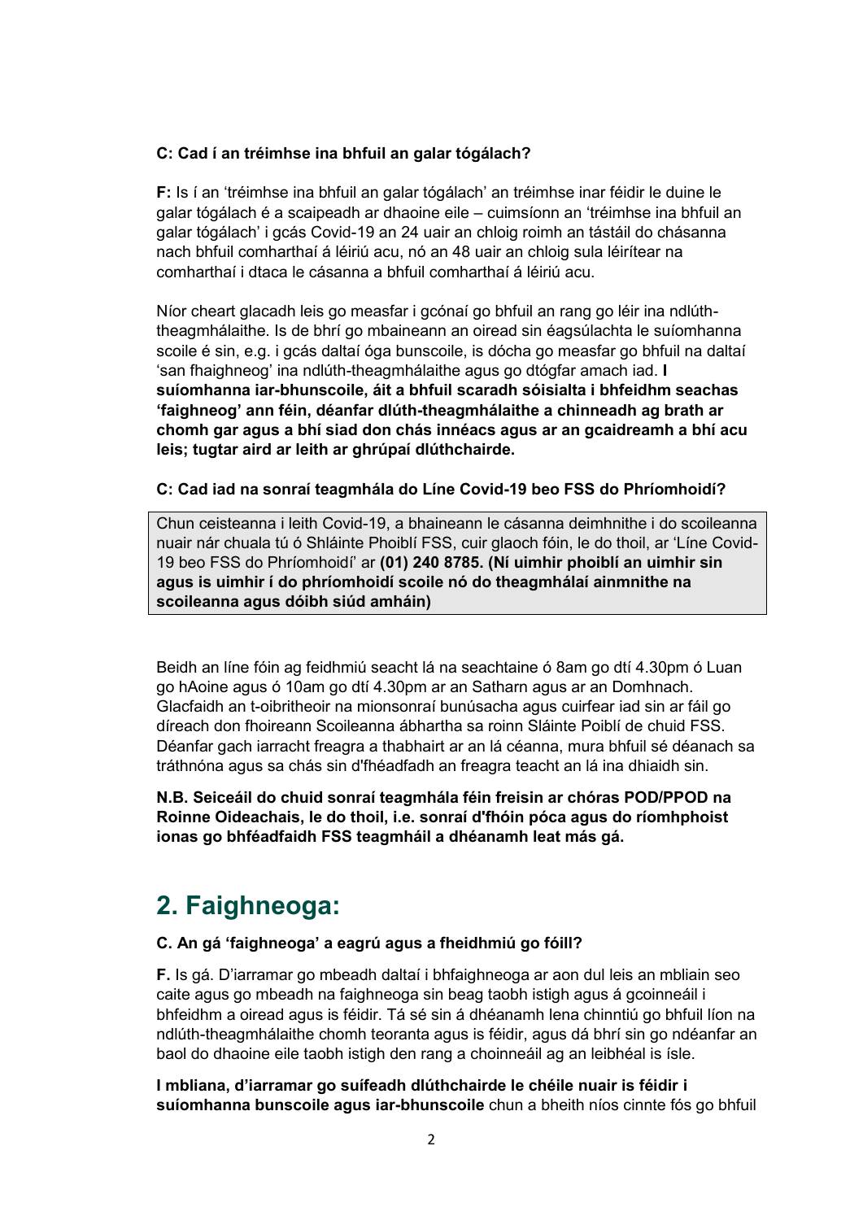**C: Cad í an tréimhse ina bhfuil an galar tógálach?**

**F:** Is í an 'tréimhse ina bhfuil an galar tógálach' an tréimhse inar féidir le duine le galar tógálach é a scaipeadh ar dhaoine eile – cuimsíonn an 'tréimhse ina bhfuil an galar tógálach' i gcás Covid-19 an 24 uair an chloig roimh an tástáil do chásanna nach bhfuil comharthaí á léiriú acu, nó an 48 uair an chloig sula léirítear na comharthaí i dtaca le cásanna a bhfuil comharthaí á léiriú acu.

Níor cheart glacadh leis go measfar i gcónaí go bhfuil an rang go léir ina ndlúth-theagmhálaithe. Is de bhrí go mbaineann an oiread sin éagsúlachta le suíomhanna scoile é sin, e.g. i gcás daltaí óga bunscoile, is dócha go measfar go bhfuil na daltaí 'san fhaighneog' ina ndlúth-theagmhálaithe agus go dtógfar amach iad. **I suíomhanna iar-bhunscoile, áit a bhfuil scaradh sóisialta i bhfeidhm seachas 'faighneog' ann féin, déanfar dlúth-theagmhálaithe a chinneadh ag brath ar chomh gar agus a bhí siad don chás innéacs agus ar an gcaidreamh a bhí acu leis; tugtar aird ar leith ar ghrúpaí dlúthchairde.**

**C: Cad iad na sonraí teagmhála do Líne Covid-19 beo FSS do Phríomhoidí?**

Chun ceisteanna i leith Covid-19, a bhaineann le cásanna deimhnithe i do scoileanna nuair nár chuala tú ó Shláinte Phoiblí FSS, cuir glaoch fóin, le do thoil, ar 'Líne Covid-19 beo FSS do Phríomhoidí' ar **(01) 240 8785. (Ní uimhir phoiblí an uimhir sin agus is uimhir í do phríomhoidí scoile nó do theagmhálaí ainmnithe na scoileanna agus dóibh siúd amháin)**

Beidh an líne fóin ag feidhmiú seacht lá na seachtaine ó 8am go dtí 4.30pm ó Luan go hAoine agus ó 10am go dtí 4.30pm ar an Satharn agus ar an Domhnach. Glacfaidh an t-oibritheoir na mionsonraí bunúsacha agus cuirfear iad sin ar fáil go díreach don fhoireann Scoileanna ábhartha sa roinn Sláinte Poiblí de chuid FSS. Déanfar gach iarracht freagra a thabhairt ar an lá céanna, mura bhfuil sé déanach sa tráthnóna agus sa chás sin d'fhéadfadh an freagra teacht an lá ina dhiaidh sin.

**N.B. Seiceáil do chuid sonraí teagmhála féin freisin ar chóras POD/PPOD na Roinne Oideachais, le do thoil, i.e. sonraí d'fhóin póca agus do ríomhphoist ionas go bhféadfaidh FSS teagmháil a dhéanamh leat más gá.**

## 2. Faighneoga:

**C. An gá 'faighneoga' a eagrú agus a fheidhmiú go fóill?**

**F.** Is gá. D'iarramar go mbeadh daltaí i bhfaighneoga ar aon dul leis an mbliain seo caite agus go mbeadh na faighneoga sin beag taobh istigh agus á gcoinneáil i bhfeidhm a oiread agus is féidir. Tá sé sin á dhéanamh lena chinntiú go bhfuil líon na ndlúth-theagmhálaithe chomh teoranta agus is féidir, agus dá bhrí sin go ndéanfar an baol do dhaoine eile taobh istigh den rang a choinneáil ag an leibhéal is ísle.

**I mbliana, d'iarramar go suífeadh dlúthchairde le chéile nuair is féidir i suíomhanna bunscoile agus iar-bhunscoile** chun a bheith níos cinnte fós go bhfuil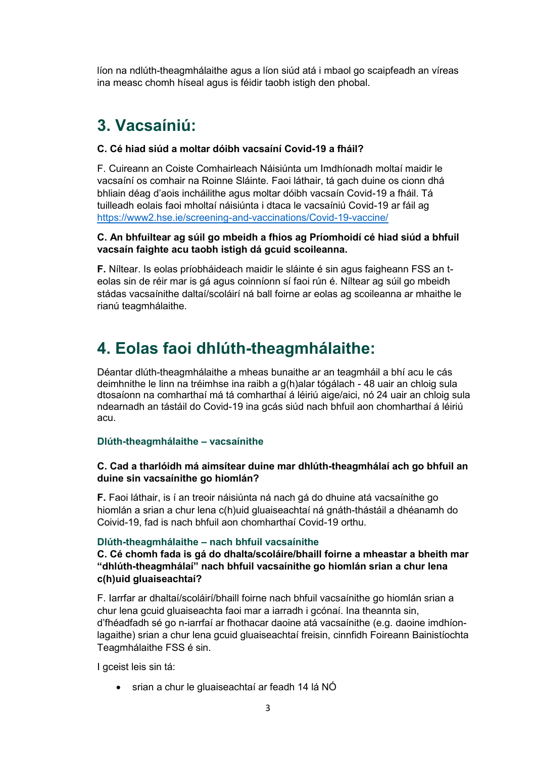líon na ndlúth-theagmhálaithe agus a líon siúd atá i mbaol go scaipfeadh an víreas ina measc chomh híseal agus is féidir taobh istigh den phobal.

## 3. Vacsaíniú:

**C. Cé hiad siúd a moltar dóibh vacsaíní Covid-19 a fháil?**

F. Cuireann an Coiste Comhairleach Náisiúnta um Imdhíonadh moltaí maidir le vacsaíní os comhair na Roinne Sláinte. Faoi láthair, tá gach duine os cionn dhá bhliain déag d'aois incháilithe agus moltar dóibh vacsaín Covid-19 a fháil. Tá tuilleadh eolais faoi mholtaí náisiúnta i dtaca le vacsaíniú Covid-19 ar fáil ag [https://www2.hse.ie/screening-and-vaccinations/Covid-19-vaccine/](https://www2.hse.ie/screening-and-vaccinations/Covid-19-vaccine/)

**C. An bhfuiltear ag súil go mbeidh a fhios ag Príomhoidí cé hiad siúd a bhfuil vacsaín faighte acu taobh istigh dá gcuid scoileanna.**

**F.** Níltear. Is eolas príobháideach maidir le sláinte é sin agus faigheann FSS an t-eolas sin de réir mar is gá agus coinníonn sí faoi rún é. Níltear ag súil go mbeidh stádas vacsaínithe daltaí/scoláirí ná ball foirne ar eolas ag scoileanna ar mhaithe le rianú teagmhálaithe.

## 4. Eolas faoi dhlúth-theagmhálaithe:

Déantar dlúth-theagmhálaithe a mheas bunaithe ar an teagmháil a bhí acu le cás deimhnithe le linn na tréimhse ina raibh a g(h)alar tógálach - 48 uair an chloig sula dtosaíonn na comharthaí má tá comharthaí á léiriú aige/aici, nó 24 uair an chloig sula ndearnadh an tástáil do Covid-19 ina gcás siúd nach bhfuil aon chomharthaí á léiriú acu.

### Dlúth-theagmhálaithe – vacsaínithe

**C. Cad a tharlóidh má aimsítear duine mar dhlúth-theagmhálaí ach go bhfuil an duine sin vacsaínithe go hiomlán?**

**F.** Faoi láthair, is í an treoir náisiúnta ná nach gá do dhuine atá vacsaínithe go hiomlán a srian a chur lena c(h)uid gluaiseachtaí ná gnáth-thástáil a dhéanamh do Coivid-19, fad is nach bhfuil aon chomharthaí Covid-19 orthu.

### Dlúth-theagmhálaithe – nach bhfuil vacsaínithe

**C. Cé chomh fada is gá do dhalta/scoláire/bhaill foirne a mheastar a bheith mar "dhlúth-theagmhálaí" nach bhfuil vacsaínithe go hiomlán srian a chur lena c(h)uid gluaiseachtaí?**

F. Iarrfar ar dhaltaí/scoláirí/bhaill foirne nach bhfuil vacsaínithe go hiomlán srian a chur lena gcuid gluaiseachta faoi mar a iarradh i gcónaí. Ina theannta sin, d'fhéadfadh sé go n-iarrfaí ar fhothacar daoine atá vacsaínithe (e.g. daoine imdhíon-lagaithe) srian a chur lena gcuid gluaiseachtaí freisin, cinnfidh Foireann Bainistíochta Teagmhálaithe FSS é sin.

I gceist leis sin tá:

- srian a chur le gluaiseachtaí ar feadh 14 lá NÓ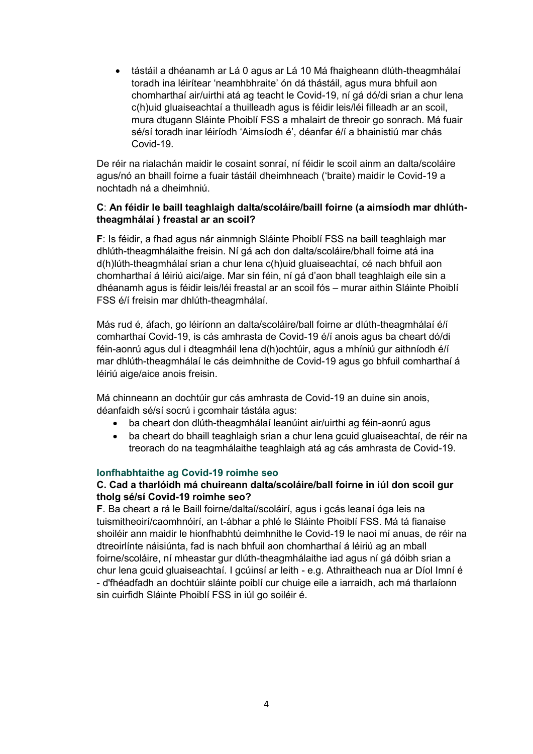- tástáil a dhéanamh ar Lá 0 agus ar Lá 10 Má fhaigheann dlúth-theagmhálaí toradh ina léirítear 'neamhbhraite' ón dá thástáil, agus mura bhfuil aon chomharthaí air/uirthi atá ag teacht le Covid-19, ní gá dó/di srian a chur lena c(h)uid gluaiseachtaí a thuilleadh agus is féidir leis/léi filleadh ar an scoil, mura dtugann Sláinte Phoiblí FSS a mhalairt de threoir go sonrach. Má fuair sé/sí toradh inar léiríodh 'Aimsíodh é', déanfar é/í a bhainistiú mar chás Covid-19.

De réir na rialachán maidir le cosaint sonraí, ní féidir le scoil ainm an dalta/scoláire agus/nó an bhaill foirne a fuair tástáil dheimhneach ('braite) maidir le Covid-19 a nochtadh ná a dheimhniú.

**C**: **An féidir le baill teaghlaigh dalta/scoláire/baill foirne (a aimsíodh mar dhlúth-theagmhálaí ) freastal ar an scoil?**

**F**: Is féidir, a fhad agus nár ainmnigh Sláinte Phoiblí FSS na baill teaghlaigh mar dhlúth-theagmhálaithe freisin. Ní gá ach don dalta/scoláire/bhall foirne atá ina d(h)lúth-theagmhálaí srian a chur lena c(h)uid gluaiseachtaí, cé nach bhfuil aon chomharthaí á léiriú aici/aige. Mar sin féin, ní gá d'aon bhall teaghlaigh eile sin a dhéanamh agus is féidir leis/léi freastal ar an scoil fós – murar aithin Sláinte Phoiblí FSS é/í freisin mar dhlúth-theagmhálaí.

Más rud é, áfach, go léiríonn an dalta/scoláire/ball foirne ar dlúth-theagmhálaí é/í comharthaí Covid-19, is cás amhrasta de Covid-19 é/í anois agus ba cheart dó/di féin-aonrú agus dul i dteagmháil lena d(h)ochtúir, agus a mhíniú gur aithníodh é/í mar dhlúth-theagmhálaí le cás deimhnithe de Covid-19 agus go bhfuil comharthaí á léiriú aige/aice anois freisin.

Má chinneann an dochtúir gur cás amhrasta de Covid-19 an duine sin anois, déanfaidh sé/sí socrú i gcomhair tástála agus:

- ba cheart don dlúth-theagmhálaí leanúint air/uirthi ag féin-aonrú agus
- ba cheart do bhaill teaghlaigh srian a chur lena gcuid gluaiseachtaí, de réir na treorach do na teagmhálaithe teaghlaigh atá ag cás amhrasta de Covid-19.

### Ionfhabhtaithe ag Covid-19 roimhe seo

**C. Cad a tharlóidh má chuireann dalta/scoláire/ball foirne in iúl don scoil gur tholg sé/sí Covid-19 roimhe seo?**

**F**. Ba cheart a rá le Baill foirne/daltaí/scoláirí, agus i gcás leanaí óga leis na tuismitheoirí/caomhnóirí, an t-ábhar a phlé le Sláinte Phoiblí FSS. Má tá fianaise shoiléir ann maidir le hionfhabhtú deimhnithe le Covid-19 le naoi mí anuas, de réir na dtreoirlínte náisiúnta, fad is nach bhfuil aon chomharthaí á léiriú ag an mball foirne/scoláire, ní mheastar gur dlúth-theagmhálaithe iad agus ní gá dóibh srian a chur lena gcuid gluaiseachtaí. I gcúinsí ar leith - e.g. Athraitheach nua ar Díol Imní é - d'fhéadfadh an dochtúir sláinte poiblí cur chuige eile a iarraidh, ach má tharlaíonn sin cuirfidh Sláinte Phoiblí FSS in iúl go soiléir é.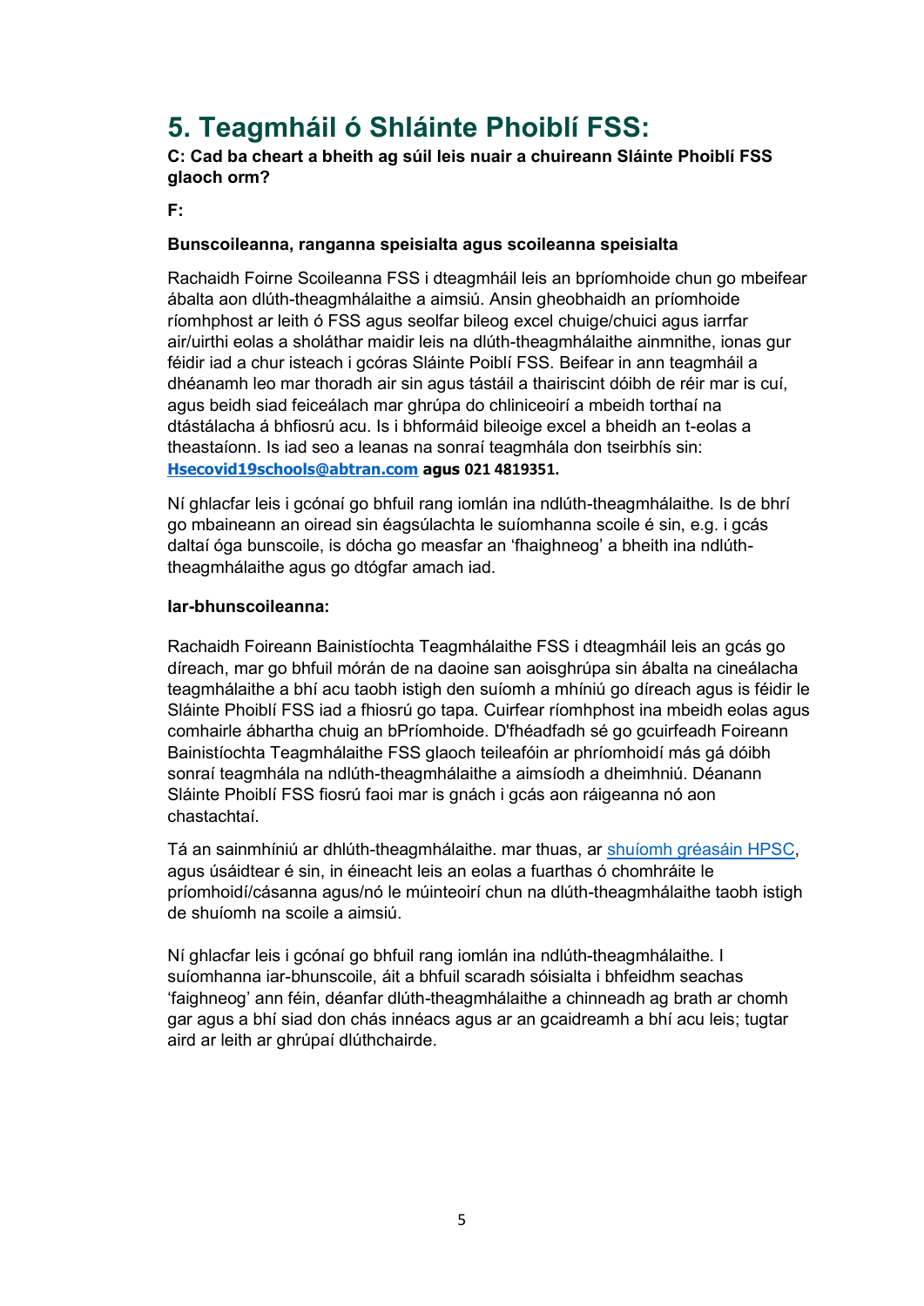## 5. Teagmháil ó Shláinte Phoiblí FSS:

**C: Cad ba cheart a bheith ag súil leis nuair a chuireann Sláinte Phoiblí FSS glaoch orm?**

**F:**

**Bunscoileanna, ranganna speisialta agus scoileanna speisialta**

Rachaidh Foirne Scoileanna FSS i dteagmháil leis an bpríomhoide chun go mbeifear ábalta aon dlúth-theagmhálaithe a aimsiú. Ansin gheobhaidh an príomhoide ríomhphost ar leith ó FSS agus seolfar bileog excel chuige/chuici agus iarrfar air/uirthi eolas a sholáthar maidir leis na dlúth-theagmhálaithe ainmnithe, ionas gur féidir iad a chur isteach i gcóras Sláinte Poiblí FSS. Beifear in ann teagmháil a dhéanamh leo mar thoradh air sin agus tástáil a thairiscint dóibh de réir mar is cuí, agus beidh siad feiceálach mar ghrúpa do chliniceoirí a mbeidh torthaí na dtástálacha á bhfiosrú acu. Is i bhformáid bileoige excel a bheidh an t-eolas a theastaíonn. Is iad seo a leanas na sonraí teagmhála don tseirbhís sin: **[Hsecovid19schools@abtran.com](mailto:Hsecovid19schools@abtran.com) agus 021 4819351.**

Ní ghlacfar leis i gcónaí go bhfuil rang iomlán ina ndlúth-theagmhálaithe. Is de bhrí go mbaineann an oiread sin éagsúlachta le suíomhanna scoile é sin, e.g. i gcás daltaí óga bunscoile, is dócha go measfar an 'fhaighneog' a bheith ina ndlúth-theagmhálaithe agus go dtógfar amach iad.

**Iar-bhunscoileanna:**

Rachaidh Foireann Bainistíochta Teagmhálaithe FSS i dteagmháil leis an gcás go díreach, mar go bhfuil mórán de na daoine san aoisghrúpa sin ábalta na cineálacha teagmhálaithe a bhí acu taobh istigh den suíomh a mhíniú go díreach agus is féidir le Sláinte Phoiblí FSS iad a fhiosrú go tapa. Cuirfear ríomhphost ina mbeidh eolas agus comhairle ábhartha chuig an bPríomhoide. D'fhéadfadh sé go gcuirfeadh Foireann Bainistíochta Teagmhálaithe FSS glaoch teileafóin ar phríomhoidí más gá dóibh sonraí teagmhála na ndlúth-theagmhálaithe a aimsíodh a dheimhniú. Déanann Sláinte Phoiblí FSS fiosrú faoi mar is gnách i gcás aon ráigeanna nó aon chastachtaí.

Tá an sainmhíniú ar dhlúth-theagmhálaithe. mar thuas, ar [shuíomh gréasáin HPSC](), agus úsáidtear é sin, in éineacht leis an eolas a fuarthas ó chomhráite le príomhoidí/cásanna agus/nó le múinteoirí chun na dlúth-theagmhálaithe taobh istigh de shuíomh na scoile a aimsiú.

Ní ghlacfar leis i gcónaí go bhfuil rang iomlán ina ndlúth-theagmhálaithe. I suíomhanna iar-bhunscoile, áit a bhfuil scaradh sóisialta i bhfeidhm seachas 'faighneog' ann féin, déanfar dlúth-theagmhálaithe a chinneadh ag brath ar chomh gar agus a bhí siad don chás innéacs agus ar an gcaidreamh a bhí acu leis; tugtar aird ar leith ar ghrúpaí dlúthchairde.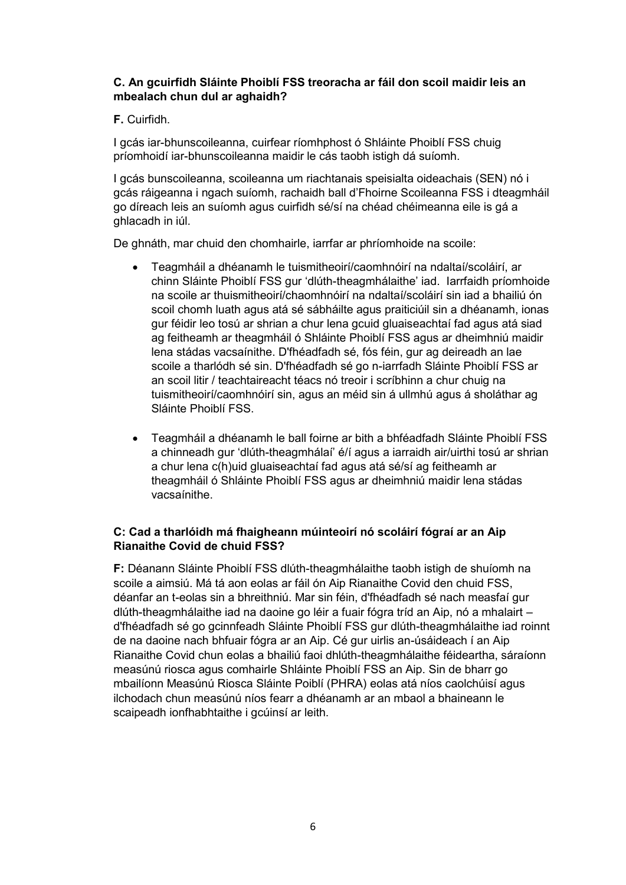**C. An gcuirfidh Sláinte Phoiblí FSS treoracha ar fáil don scoil maidir leis an mbealach chun dul ar aghaidh?**

**F.** Cuirfidh.

I gcás iar-bhunscoileanna, cuirfear ríomhphost ó Shláinte Phoiblí FSS chuig príomhoidí iar-bhunscoileanna maidir le cás taobh istigh dá suíomh.

I gcás bunscoileanna, scoileanna um riachtanais speisialta oideachais (SEN) nó i gcás ráigeanna i ngach suíomh, rachaidh ball d'Fhoirne Scoileanna FSS i dteagmháil go díreach leis an suíomh agus cuirfidh sé/sí na chéad chéimeanna eile is gá a ghlacadh in iúl.

De ghnáth, mar chuid den chomhairle, iarrfar ar phríomhoide na scoile:

- Teagmháil a dhéanamh le tuismitheoirí/caomhnóirí na ndaltaí/scoláirí, ar chinn Sláinte Phoiblí FSS gur 'dlúth-theagmhálaithe' iad. Iarrfaidh príomhoide na scoile ar thuismitheoirí/chaomhnóirí na ndaltaí/scoláirí sin iad a bhailiú ón scoil chomh luath agus atá sé sábháilte agus praiticiúil sin a dhéanamh, ionas gur féidir leo tosú ar shrian a chur lena gcuid gluaiseachtaí fad agus atá siad ag feitheamh ar theagmháil ó Shláinte Phoiblí FSS agus ar dheimhniú maidir lena stádas vacsaínithe. D'fhéadfadh sé, fós féin, gur ag deireadh an lae scoile a tharlódh sé sin. D'fhéadfadh sé go n-iarrfadh Sláinte Phoiblí FSS ar an scoil litir / teachtaireacht téacs nó treoir i scríbhinn a chur chuig na tuismitheoirí/caomhnóirí sin, agus an méid sin á ullmhú agus á sholáthar ag Sláinte Phoiblí FSS.

- Teagmháil a dhéanamh le ball foirne ar bith a bhféadfadh Sláinte Phoiblí FSS a chinneadh gur 'dlúth-theagmhálaí' é/í agus a iarraidh air/uirthi tosú ar shrian a chur lena c(h)uid gluaiseachtaí fad agus atá sé/sí ag feitheamh ar theagmháil ó Shláinte Phoiblí FSS agus ar dheimhniú maidir lena stádas vacsaínithe.

**C: Cad a tharlóidh má fhaigheann múinteoirí nó scoláirí fógraí ar an Aip Rianaithe Covid de chuid FSS?**

**F:** Déanann Sláinte Phoiblí FSS dlúth-theagmhálaithe taobh istigh de shuíomh na scoile a aimsiú. Má tá aon eolas ar fáil ón Aip Rianaithe Covid den chuid FSS, déanfar an t-eolas sin a bhreithniú. Mar sin féin, d'fhéadfadh sé nach measfaí gur dlúth-theagmhálaithe iad na daoine go léir a fuair fógra tríd an Aip, nó a mhalairt – d'fhéadfadh sé go gcinnfeadh Sláinte Phoiblí FSS gur dlúth-theagmhálaithe iad roinnt de na daoine nach bhfuair fógra ar an Aip. Cé gur uirlis an-úsáideach í an Aip Rianaithe Covid chun eolas a bhailiú faoi dhlúth-theagmhálaithe féideartha, sáraíonn measúnú riosca agus comhairle Shláinte Phoiblí FSS an Aip. Sin de bharr go mbailíonn Measúnú Riosca Sláinte Poiblí (PHRA) eolas atá níos caolchúisí agus ilchodach chun measúnú níos fearr a dhéanamh ar an mbaol a bhaineann le scaipeadh ionfhabhtaithe i gcúinsí ar leith.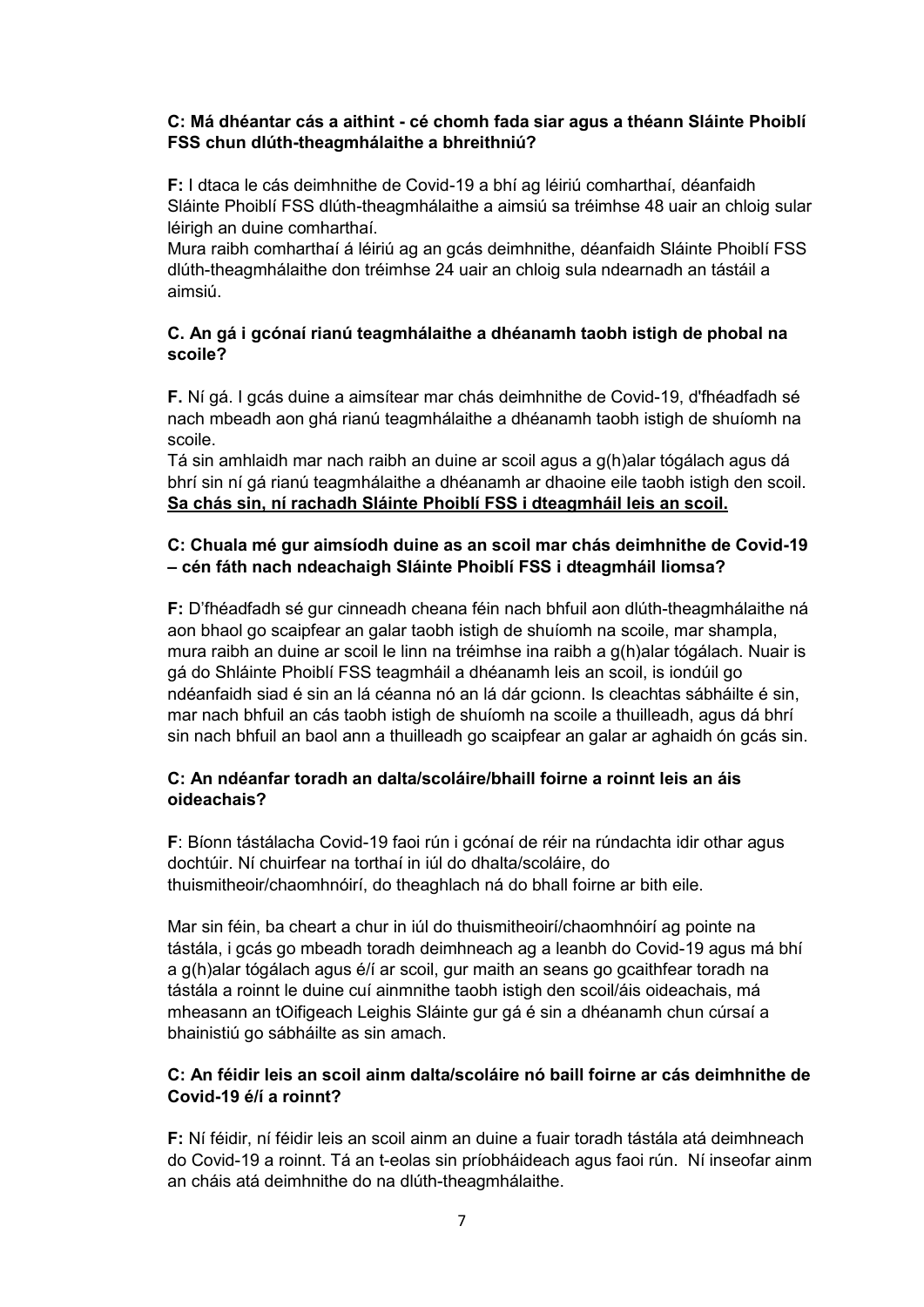**C: Má dhéantar cás a aithint - cé chomh fada siar agus a théann Sláinte Phoiblí FSS chun dlúth-theagmhálaithe a bhreithniú?**

**F:** I dtaca le cás deimhnithe de Covid-19 a bhí ag léiriú comharthaí, déanfaidh Sláinte Phoiblí FSS dlúth-theagmhálaithe a aimsiú sa tréimhse 48 uair an chloig sular léirigh an duine comharthaí.
Mura raibh comharthaí á léiriú ag an gcás deimhnithe, déanfaidh Sláinte Phoiblí FSS dlúth-theagmhálaithe don tréimhse 24 uair an chloig sula ndearnadh an tástáil a aimsiú.

**C. An gá i gcónaí rianú teagmhálaithe a dhéanamh taobh istigh de phobal na scoile?**

**F.** Ní gá. I gcás duine a aimsítear mar chás deimhnithe de Covid-19, d'fhéadfadh sé nach mbeadh aon ghá rianú teagmhálaithe a dhéanamh taobh istigh de shuíomh na scoile.
Tá sin amhlaidh mar nach raibh an duine ar scoil agus a g(h)alar tógálach agus dá bhrí sin ní gá rianú teagmhálaithe a dhéanamh ar dhaoine eile taobh istigh den scoil. **Sa chás sin, ní rachadh Sláinte Phoiblí FSS i dteagmháil leis an scoil.**

**C: Chuala mé gur aimsíodh duine as an scoil mar chás deimhnithe de Covid-19 – cén fáth nach ndeachaigh Sláinte Phoiblí FSS i dteagmháil liomsa?**

**F:** D'fhéadfadh sé gur cinneadh cheana féin nach bhfuil aon dlúth-theagmhálaithe ná aon bhaol go scaipfear an galar taobh istigh de shuíomh na scoile, mar shampla, mura raibh an duine ar scoil le linn na tréimhse ina raibh a g(h)alar tógálach. Nuair is gá do Shláinte Phoiblí FSS teagmháil a dhéanamh leis an scoil, is iondúil go ndéanfaidh siad é sin an lá céanna nó an lá dár gcionn. Is cleachtas sábháilte é sin, mar nach bhfuil an cás taobh istigh de shuíomh na scoile a thuilleadh, agus dá bhrí sin nach bhfuil an baol ann a thuilleadh go scaipfear an galar ar aghaidh ón gcás sin.

**C: An ndéanfar toradh an dalta/scoláire/bhaill foirne a roinnt leis an áis oideachais?**

**F**: Bíonn tástálacha Covid-19 faoi rún i gcónaí de réir na rúndachta idir othar agus dochtúir. Ní chuirfear na torthaí in iúl do dhalta/scoláire, do thuismitheoir/chaomhnóirí, do theaghlach ná do bhall foirne ar bith eile.

Mar sin féin, ba cheart a chur in iúl do thuismitheoirí/chaomhnóirí ag pointe na tástála, i gcás go mbeadh toradh deimhneach ag a leanbh do Covid-19 agus má bhí a g(h)alar tógálach agus é/í ar scoil, gur maith an seans go gcaithfear toradh na tástála a roinnt le duine cuí ainmnithe taobh istigh den scoil/áis oideachais, má mheasann an tOifigeach Leighis Sláinte gur gá é sin a dhéanamh chun cúrsaí a bhainistiú go sábháilte as sin amach.

**C: An féidir leis an scoil ainm dalta/scoláire nó baill foirne ar cás deimhnithe de Covid-19 é/í a roinnt?**

**F:** Ní féidir, ní féidir leis an scoil ainm an duine a fuair toradh tástála atá deimhneach do Covid-19 a roinnt. Tá an t-eolas sin príobháideach agus faoi rún. Ní inseofar ainm an cháis atá deimhnithe do na dlúth-theagmhálaithe.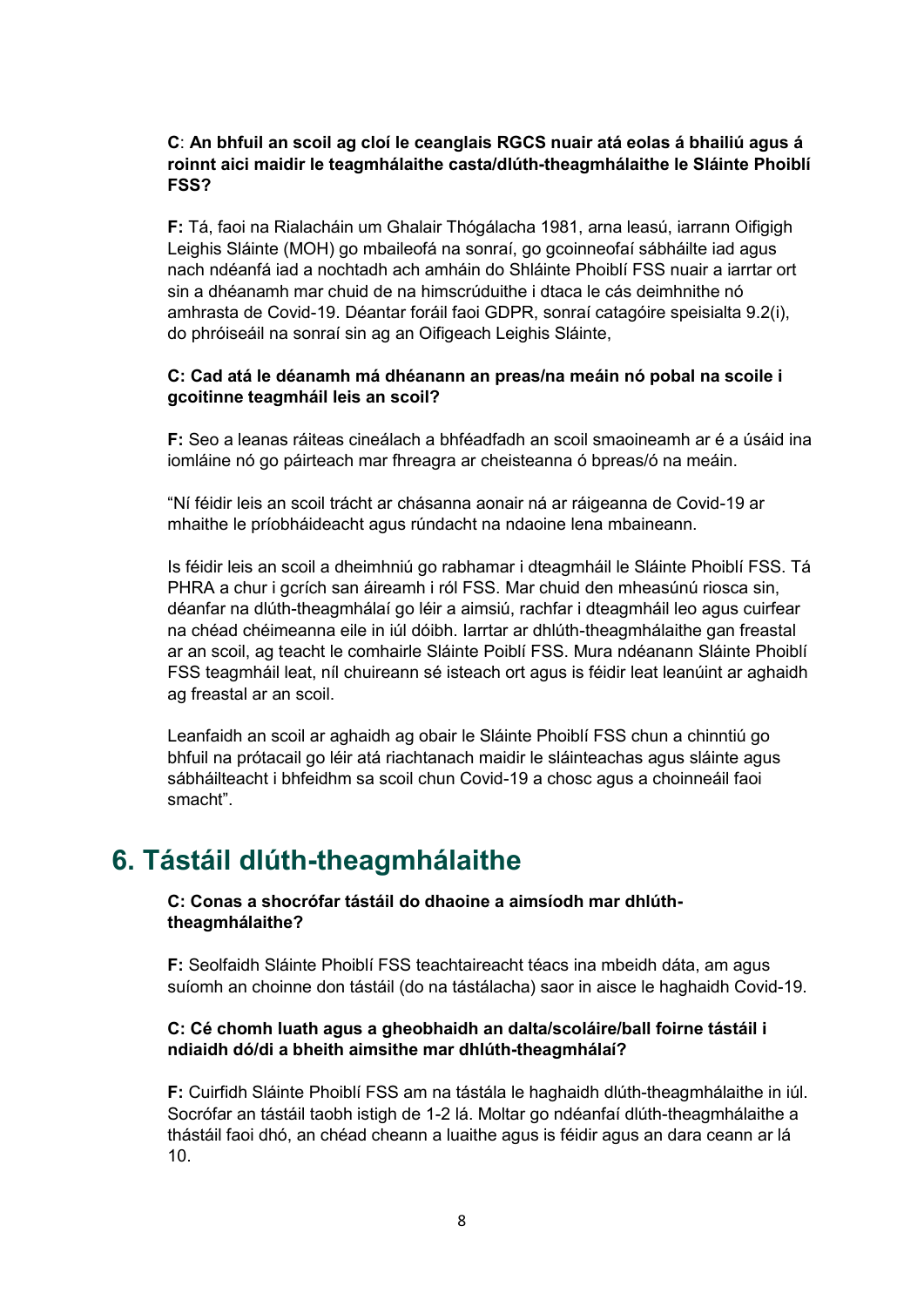**C**: **An bhfuil an scoil ag cloí le ceanglais RGCS nuair atá eolas á bhailiú agus á roinnt aici maidir le teagmhálaithe casta/dlúth-theagmhálaithe le Sláinte Phoiblí FSS?**

**F:** Tá, faoi na Rialacháin um Ghalair Thógálacha 1981, arna leasú, iarrann Oifigigh Leighis Sláinte (MOH) go mbaileofá na sonraí, go gcoinneofaí sábháilte iad agus nach ndéanfá iad a nochtadh ach amháin do Shláinte Phoiblí FSS nuair a iarrtar ort sin a dhéanamh mar chuid de na himscrúduithe i dtaca le cás deimhnithe nó amhrasta de Covid-19. Déantar foráil faoi GDPR, sonraí catagóire speisialta 9.2(i), do phróiseáil na sonraí sin ag an Oifigeach Leighis Sláinte,

**C: Cad atá le déanamh má dhéanann an preas/na meáin nó pobal na scoile i gcoitinne teagmháil leis an scoil?**

**F:** Seo a leanas ráiteas cineálach a bhféadfadh an scoil smaoineamh ar é a úsáid ina iomláine nó go páirteach mar fhreagra ar cheisteanna ó bpreas/ó na meáin.

"Ní féidir leis an scoil trácht ar chásanna aonair ná ar ráigeanna de Covid-19 ar mhaithe le príobháideacht agus rúndacht na ndaoine lena mbaineann.

Is féidir leis an scoil a dheimhniú go rabhamar i dteagmháil le Sláinte Phoiblí FSS. Tá PHRA a chur i gcrích san áireamh i ról FSS. Mar chuid den mheasúnú riosca sin, déanfar na dlúth-theagmhálaí go léir a aimsiú, rachfar i dteagmháil leo agus cuirfear na chéad chéimeanna eile in iúl dóibh. Iarrtar ar dhlúth-theagmhálaithe gan freastal ar an scoil, ag teacht le comhairle Sláinte Poiblí FSS. Mura ndéanann Sláinte Phoiblí FSS teagmháil leat, níl chuireann sé isteach ort agus is féidir leat leanúint ar aghaidh ag freastal ar an scoil.

Leanfaidh an scoil ar aghaidh ag obair le Sláinte Phoiblí FSS chun a chinntiú go bhfuil na prótacail go léir atá riachtanach maidir le sláinteachas agus sláinte agus sábháilteacht i bhfeidhm sa scoil chun Covid-19 a chosc agus a choinneáil faoi smacht".

## 6. Tástáil dlúth-theagmhálaithe

**C: Conas a shocrófar tástáil do dhaoine a aimsíodh mar dhlúth-theagmhálaithe?**

**F:** Seolfaidh Sláinte Phoiblí FSS teachtaireacht téacs ina mbeidh dáta, am agus suíomh an choinne don tástáil (do na tástálacha) saor in aisce le haghaidh Covid-19.

**C: Cé chomh luath agus a gheobhaidh an dalta/scoláire/ball foirne tástáil i ndiaidh dó/di a bheith aimsithe mar dhlúth-theagmhálaí?**

**F:** Cuirfidh Sláinte Phoiblí FSS am na tástála le haghaidh dlúth-theagmhálaithe in iúl. Socrófar an tástáil taobh istigh de 1-2 lá. Moltar go ndéanfaí dlúth-theagmhálaithe a thástáil faoi dhó, an chéad cheann a luaithe agus is féidir agus an dara ceann ar lá 10.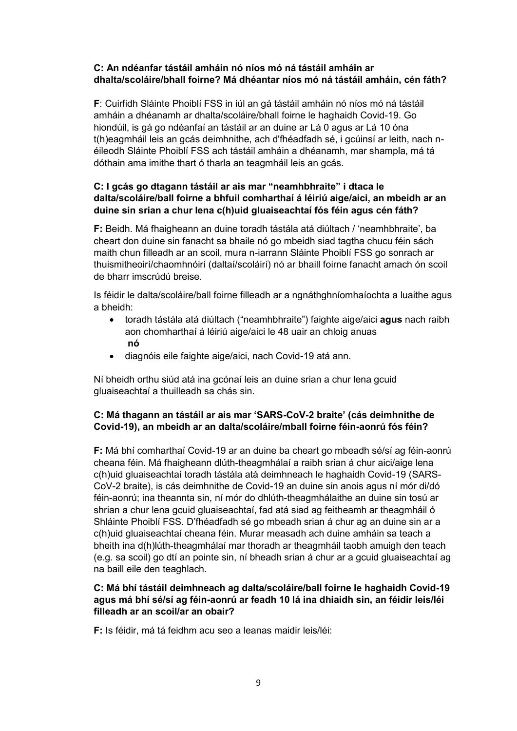**C: An ndéanfar tástáil amháin nó níos mó ná tástáil amháin ar dhalta/scoláire/bhall foirne? Má dhéantar níos mó ná tástáil amháin, cén fáth?**

**F**: Cuirfidh Sláinte Phoiblí FSS in iúl an gá tástáil amháin nó níos mó ná tástáil amháin a dhéanamh ar dhalta/scoláire/bhall foirne le haghaidh Covid-19. Go hiondúil, is gá go ndéanfaí an tástáil ar an duine ar Lá 0 agus ar Lá 10 óna t(h)eagmháil leis an gcás deimhnithe, ach d'fhéadfadh sé, i gcúinsí ar leith, nach n-éileodh Sláinte Phoiblí FSS ach tástáil amháin a dhéanamh, mar shampla, má tá dóthain ama imithe thart ó tharla an teagmháil leis an gcás.

**C: I gcás go dtagann tástáil ar ais mar "neamhbhraite" i dtaca le dalta/scoláire/ball foirne a bhfuil comharthaí á léiriú aige/aici, an mbeidh ar an duine sin srian a chur lena c(h)uid gluaiseachtaí fós féin agus cén fáth?**

**F:** Beidh. Má fhaigheann an duine toradh tástála atá diúltach / 'neamhbhraite', ba cheart don duine sin fanacht sa bhaile nó go mbeidh siad tagtha chucu féin sách maith chun filleadh ar an scoil, mura n-iarrann Sláinte Phoiblí FSS go sonrach ar thuismitheoirí/chaomhnóirí (daltaí/scoláirí) nó ar bhaill foirne fanacht amach ón scoil de bharr imscrúdú breise.

Is féidir le dalta/scoláire/ball foirne filleadh ar a ngnáthghníomhaíochta a luaithe agus a bheidh:

- toradh tástála atá diúltach ("neamhbhraite") faighte aige/aici **agus** nach raibh aon chomharthaí á léiriú aige/aici le 48 uair an chloig anuas
  **nó**
- diagnóis eile faighte aige/aici, nach Covid-19 atá ann.

Ní bheidh orthu siúd atá ina gcónaí leis an duine srian a chur lena gcuid gluaiseachtaí a thuilleadh sa chás sin.

**C: Má thagann an tástáil ar ais mar 'SARS-CoV-2 braite' (cás deimhnithe de Covid-19), an mbeidh ar an dalta/scoláire/mball foirne féin-aonrú fós féin?**

**F:** Má bhí comharthaí Covid-19 ar an duine ba cheart go mbeadh sé/sí ag féin-aonrú cheana féin. Má fhaigheann dlúth-theagmhálaí a raibh srian á chur aici/aige lena c(h)uid gluaiseachtaí toradh tástála atá deimhneach le haghaidh Covid-19 (SARS-CoV-2 braite), is cás deimhnithe de Covid-19 an duine sin anois agus ní mór di/dó féin-aonrú; ina theannta sin, ní mór do dhlúth-theagmhálaithe an duine sin tosú ar shrian a chur lena gcuid gluaiseachtaí, fad atá siad ag feitheamh ar theagmháil ó Shláinte Phoiblí FSS. D'fhéadfadh sé go mbeadh srian á chur ag an duine sin ar a c(h)uid gluaiseachtaí cheana féin. Murar measadh ach duine amháin sa teach a bheith ina d(h)lúth-theagmhálaí mar thoradh ar theagmháil taobh amuigh den teach (e.g. sa scoil) go dtí an pointe sin, ní bheadh srian á chur ar a gcuid gluaiseachtaí ag na baill eile den teaghlach.

**C: Má bhí tástáil deimhneach ag dalta/scoláire/ball foirne le haghaidh Covid-19 agus má bhí sé/sí ag féin-aonrú ar feadh 10 lá ina dhiaidh sin, an féidir leis/léi filleadh ar an scoil/ar an obair?**

**F:** Is féidir, má tá feidhm acu seo a leanas maidir leis/léi: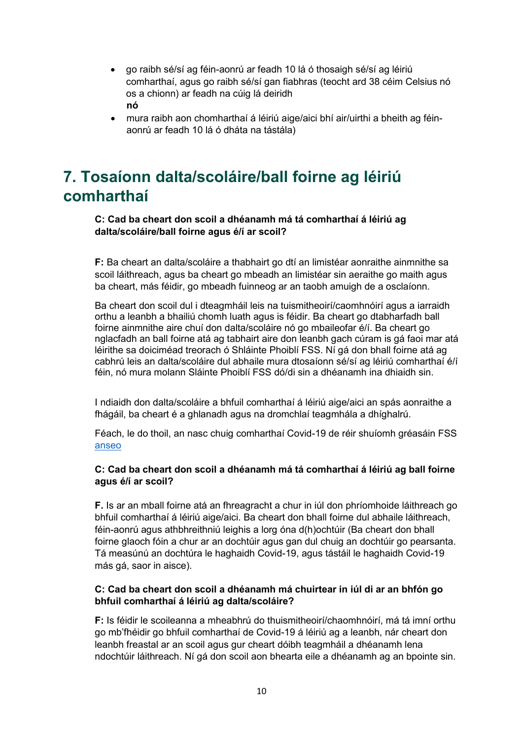- go raibh sé/sí ag féin-aonrú ar feadh 10 lá ó thosaigh sé/sí ag léiriú comharthaí, agus go raibh sé/sí gan fiabhras (teocht ard 38 céim Celsius nó os a chionn) ar feadh na cúig lá deiridh
  **nó**
- mura raibh aon chomharthaí á léiriú aige/aici bhí air/uirthi a bheith ag féin-aonrú ar feadh 10 lá ó dháta na tástála)

## 7. Tosaíonn dalta/scoláire/ball foirne ag léiriú comharthaí

**C: Cad ba cheart don scoil a dhéanamh má tá comharthaí á léiriú ag dalta/scoláire/ball foirne agus é/í ar scoil?**

**F:** Ba cheart an dalta/scoláire a thabhairt go dtí an limistéar aonraithe ainmnithe sa scoil láithreach, agus ba cheart go mbeadh an limistéar sin aeraithe go maith agus ba cheart, más féidir, go mbeadh fuinneog ar an taobh amuigh de a osclaíonn.

Ba cheart don scoil dul i dteagmháil leis na tuismitheoirí/caomhnóirí agus a iarraidh orthu a leanbh a bhailiú chomh luath agus is féidir. Ba cheart go dtabharfadh ball foirne ainmnithe aire chuí don dalta/scoláire nó go mbaileofar é/í. Ba cheart go nglacfadh an ball foirne atá ag tabhairt aire don leanbh gach cúram is gá faoi mar atá léirithe sa doiciméad treorach ó Shláinte Phoiblí FSS. Ní gá don bhall foirne atá ag cabhrú leis an dalta/scoláire dul abhaile mura dtosaíonn sé/sí ag léiriú comharthaí é/í féin, nó mura molann Sláinte Phoiblí FSS dó/di sin a dhéanamh ina dhiaidh sin.

I ndiaidh don dalta/scoláire a bhfuil comharthaí á léiriú aige/aici an spás aonraithe a fhágáil, ba cheart é a ghlanadh agus na dromchlaí teagmhála a dhíghalrú.

Féach, le do thoil, an nasc chuig comharthaí Covid-19 de réir shuíomh gréasáin FSS anseo

**C: Cad ba cheart don scoil a dhéanamh má tá comharthaí á léiriú ag ball foirne agus é/í ar scoil?**

**F.** Is ar an mball foirne atá an fhreagracht a chur in iúl don phríomhoide láithreach go bhfuil comharthaí á léiriú aige/aici. Ba cheart don bhall foirne dul abhaile láithreach, féin-aonrú agus athbhreithniú leighis a lorg óna d(h)ochtúir (Ba cheart don bhall foirne glaoch fóin a chur ar an dochtúir agus gan dul chuig an dochtúir go pearsanta. Tá measúnú an dochtúra le haghaidh Covid-19, agus tástáil le haghaidh Covid-19 más gá, saor in aisce).

**C: Cad ba cheart don scoil a dhéanamh má chuirtear in iúl di ar an bhfón go bhfuil comharthaí á léiriú ag dalta/scoláire?**

**F:** Is féidir le scoileanna a mheabhrú do thuismitheoirí/chaomhnóirí, má tá imní orthu go mb'fhéidir go bhfuil comharthaí de Covid-19 á léiriú ag a leanbh, nár cheart don leanbh freastal ar an scoil agus gur cheart dóibh teagmháil a dhéanamh lena ndochtúir láithreach. Ní gá don scoil aon bhearta eile a dhéanamh ag an bpointe sin.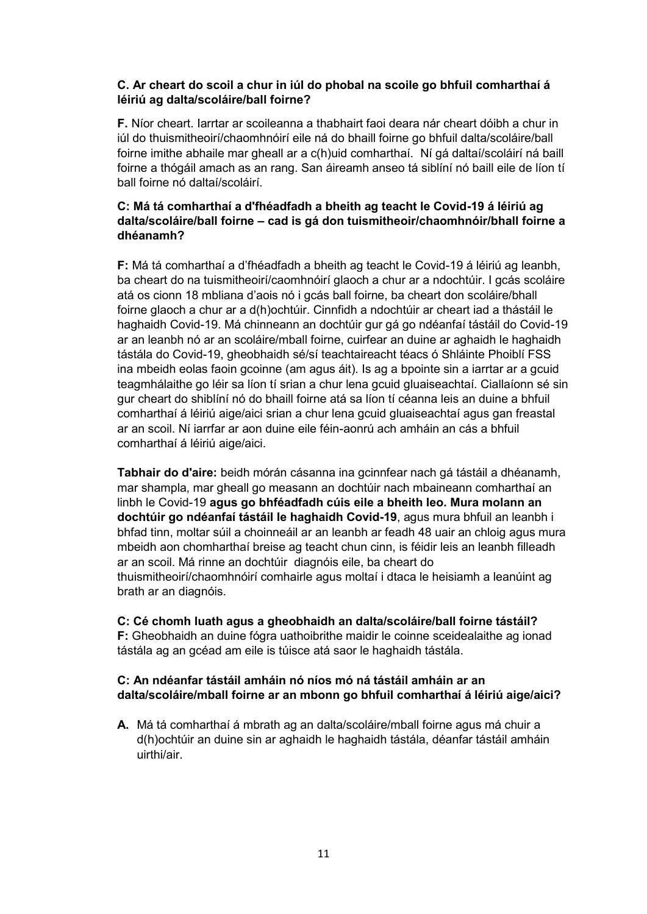**C. Ar cheart do scoil a chur in iúl do phobal na scoile go bhfuil comharthaí á léiriú ag dalta/scoláire/ball foirne?**

**F.** Níor cheart. Iarrtar ar scoileanna a thabhairt faoi deara nár cheart dóibh a chur in iúl do thuismitheoirí/chaomhnóirí eile ná do bhaill foirne go bhfuil dalta/scoláire/ball foirne imithe abhaile mar gheall ar a c(h)uid comharthaí. Ní gá daltaí/scoláirí ná baill foirne a thógáil amach as an rang. San áireamh anseo tá siblíní nó baill eile de líon tí ball foirne nó daltaí/scoláirí.

**C: Má tá comharthaí a d'fhéadfadh a bheith ag teacht le Covid-19 á léiriú ag dalta/scoláire/ball foirne – cad is gá don tuismitheoir/chaomhnóir/bhall foirne a dhéanamh?**

**F:** Má tá comharthaí a d'fhéadfadh a bheith ag teacht le Covid-19 á léiriú ag leanbh, ba cheart do na tuismitheoirí/caomhnóirí glaoch a chur ar a ndochtúir. I gcás scoláire atá os cionn 18 mbliana d'aois nó i gcás ball foirne, ba cheart don scoláire/bhall foirne glaoch a chur ar a d(h)ochtúir. Cinnfidh a ndochtúir ar cheart iad a thástáil le haghaidh Covid-19. Má chinneann an dochtúir gur gá go ndéanfaí tástáil do Covid-19 ar an leanbh nó ar an scoláire/mball foirne, cuirfear an duine ar aghaidh le haghaidh tástála do Covid-19, gheobhaidh sé/sí teachtaireacht téacs ó Shláinte Phoiblí FSS ina mbeidh eolas faoin gcoinne (am agus áit). Is ag a bpointe sin a iarrtar ar a gcuid teagmhálaithe go léir sa líon tí srian a chur lena gcuid gluaiseachtaí. Ciallaíonn sé sin gur cheart do shiblíní nó do bhaill foirne atá sa líon tí céanna leis an duine a bhfuil comharthaí á léiriú aige/aici srian a chur lena gcuid gluaiseachtaí agus gan freastal ar an scoil. Ní iarrfar ar aon duine eile féin-aonrú ach amháin an cás a bhfuil comharthaí á léiriú aige/aici.

**Tabhair do d'aire:** beidh mórán cásanna ina gcinnfear nach gá tástáil a dhéanamh, mar shampla, mar gheall go measann an dochtúir nach mbaineann comharthaí an linbh le Covid-19 **agus go bhféadfadh cúis eile a bheith leo. Mura molann an dochtúir go ndéanfaí tástáil le haghaidh Covid-19**, agus mura bhfuil an leanbh i bhfad tinn, moltar súil a choinneáil ar an leanbh ar feadh 48 uair an chloig agus mura mbeidh aon chomharthaí breise ag teacht chun cinn, is féidir leis an leanbh filleadh ar an scoil. Má rinne an dochtúir diagnóis eile, ba cheart do thuismitheoirí/chaomhnóirí comhairle agus moltaí i dtaca le heisiamh a leanúint ag brath ar an diagnóis.

**C: Cé chomh luath agus a gheobhaidh an dalta/scoláire/ball foirne tástáil?**
**F:** Gheobhaidh an duine fógra uathoibrithe maidir le coinne sceidealaithe ag ionad tástála ag an gcéad am eile is túisce atá saor le haghaidh tástála.

**C: An ndéanfar tástáil amháin nó níos mó ná tástáil amháin ar an dalta/scoláire/mball foirne ar an mbonn go bhfuil comharthaí á léiriú aige/aici?**

**A.** Má tá comharthaí á mbrath ag an dalta/scoláire/mball foirne agus má chuir a d(h)ochtúir an duine sin ar aghaidh le haghaidh tástála, déanfar tástáil amháin uirthi/air.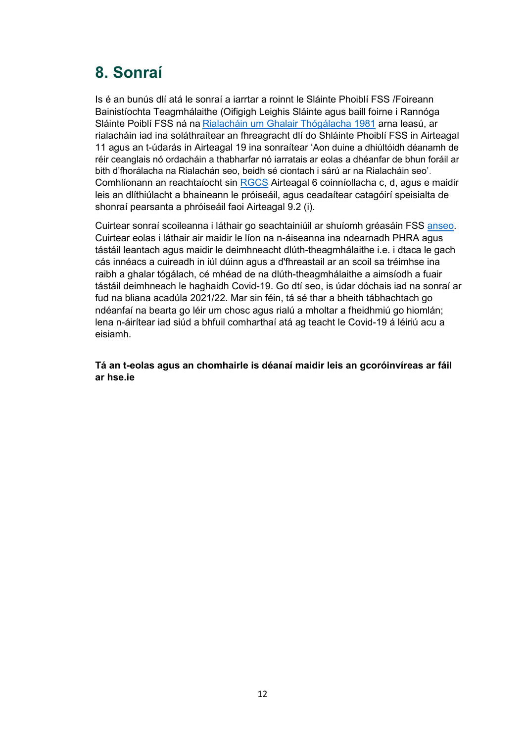# 8. Sonraí

Is é an bunús dlí atá le sonraí a iarrtar a roinnt le Sláinte Phoiblí FSS /Foireann Bainistíochta Teagmhálaithe (Oifigigh Leighis Sláinte agus baill foirne i Rannóga Sláinte Poiblí FSS ná na Rialacháin um Ghalair Thógálacha 1981 arna leasú, ar rialacháin iad ina soláthraítear an fhreagracht dlí do Shláinte Phoiblí FSS in Airteagal 11 agus an t-údarás in Airteagal 19 ina sonraítear 'Aon duine a dhiúltóidh déanamh de réir ceanglais nó ordacháin a thabharfar nó iarratais ar eolas a dhéanfar de bhun foráil ar bith d'fhorálacha na Rialachán seo, beidh sé ciontach i sárú ar na Rialacháin seo'. Comhlíonann an reachtaíocht sin RGCS Airteagal 6 coinníollacha c, d, agus e maidir leis an dlíthiúlacht a bhaineann le próiseáil, agus ceadaítear catagóirí speisialta de shonraí pearsanta a phróiseáil faoi Airteagal 9.2 (i).

Cuirtear sonraí scoileanna i láthair go seachtainiúil ar shuíomh gréasáin FSS anseo. Cuirtear eolas i láthair air maidir le líon na n-áiseanna ina ndearnadh PHRA agus tástáil leantach agus maidir le deimhneacht dlúth-theagmhálaithe i.e. i dtaca le gach cás innéacs a cuireadh in iúl dúinn agus a d'fhreastail ar an scoil sa tréimhse ina raibh a ghalar tógálach, cé mhéad de na dlúth-theagmhálaithe a aimsíodh a fuair tástáil deimhneach le haghaidh Covid-19. Go dtí seo, is údar dóchais iad na sonraí ar fud na bliana acadúla 2021/22. Mar sin féin, tá sé thar a bheith tábhachtach go ndéanfaí na bearta go léir um chosc agus rialú a mholtar a fheidhmiú go hiomlán; lena n-áirítear iad siúd a bhfuil comharthaí atá ag teacht le Covid-19 á léiriú acu a eisiamh.

**Tá an t-eolas agus an chomhairle is déanaí maidir leis an gcoróinvíreas ar fáil ar hse.ie**